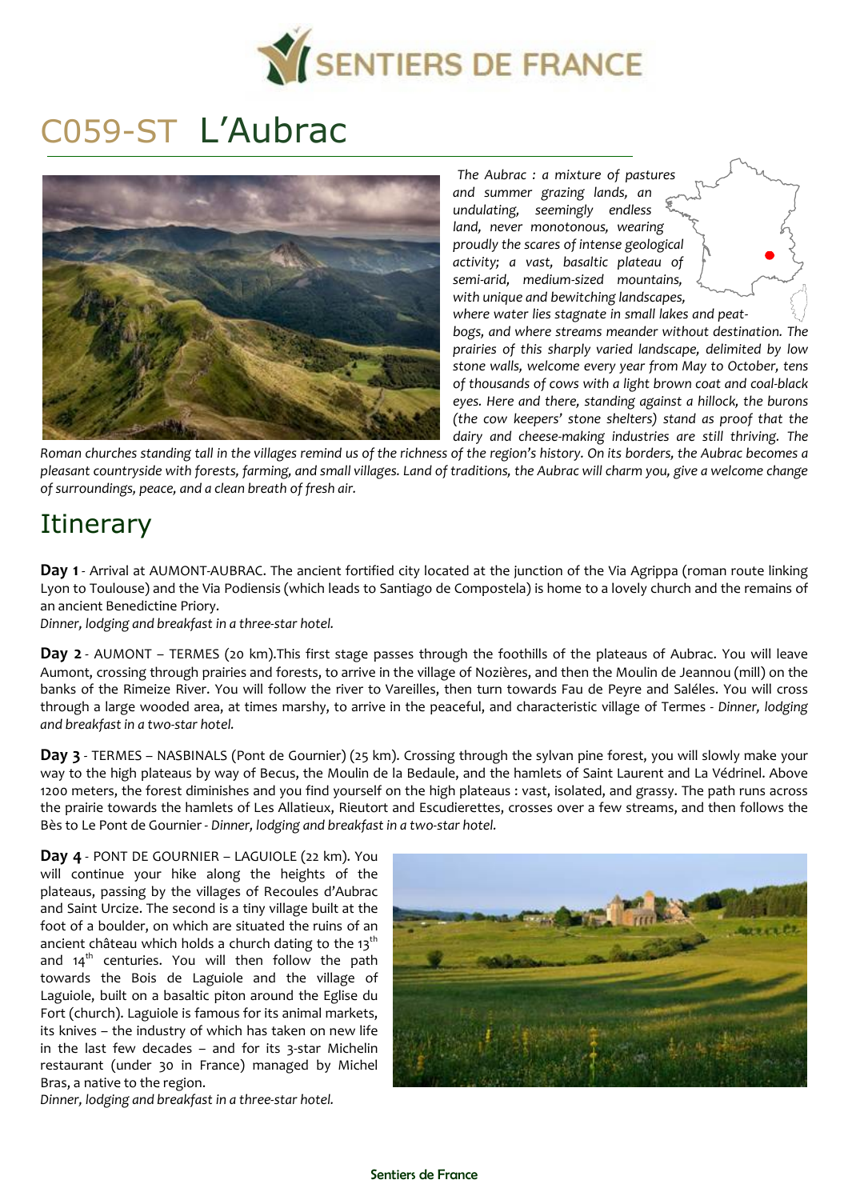# C059-ST L'Aubrac

*The Aubrac : a mixture of pastures and summer grazing lands, an undulating, seemingly endless land, never monotonous, wearing proudly the scares of intense geological activity; a vast, basaltic plateau of semi-arid, medium-sized mountains, with unique and bewitching landscapes, where water lies stagnate in small lakes and peat-bogs, and where streams meander without destination. The prairies of this sharply varied landscape, delimited by low stone walls, welcome every year from May to October, tens of thousands of cows with a light brown coat and coal-black eyes. Here and there, standing against a hillock, the burons (the cow keepers' stone shelters) stand as proof that the dairy and cheese-making industries are still thriving. The Roman churches standing tall in the villages remind us of the richness of the region's history. On its borders, the Aubrac becomes a pleasant countryside with forests, farming, and small villages. Land of traditions, the Aubrac will charm you, give a welcome change of surroundings, peace, and a clean breath of fresh air.*

## Itinerary

**Day 1** - Arrival at AUMONT-AUBRAC. The ancient fortified city located at the junction of the Via Agrippa (roman route linking Lyon to Toulouse) and the Via Podiensis (which leads to Santiago de Compostela) is home to a lovely church and the remains of an ancient Benedictine Priory.
*Dinner, lodging and breakfast in a three-star hotel.*

**Day 2** - AUMONT – TERMES (20 km).This first stage passes through the foothills of the plateaus of Aubrac. You will leave Aumont, crossing through prairies and forests, to arrive in the village of Nozières, and then the Moulin de Jeannou (mill) on the banks of the Rimeize River. You will follow the river to Vareilles, then turn towards Fau de Peyre and Saléles. You will cross through a large wooded area, at times marshy, to arrive in the peaceful, and characteristic village of Termes - *Dinner, lodging and breakfast in a two-star hotel.*

**Day 3** - TERMES – NASBINALS (Pont de Gournier) (25 km). Crossing through the sylvan pine forest, you will slowly make your way to the high plateaus by way of Becus, the Moulin de la Bedaule, and the hamlets of Saint Laurent and La Védrinel. Above 1200 meters, the forest diminishes and you find yourself on the high plateaus : vast, isolated, and grassy. The path runs across the prairie towards the hamlets of Les Allatieux, Rieutort and Escudierettes, crosses over a few streams, and then follows the Bès to Le Pont de Gournier - *Dinner, lodging and breakfast in a two-star hotel.*

**Day 4** - PONT DE GOURNIER – LAGUIOLE (22 km). You will continue your hike along the heights of the plateaus, passing by the villages of Recoules d'Aubrac and Saint Urcize. The second is a tiny village built at the foot of a boulder, on which are situated the ruins of an ancient château which holds a church dating to the 13th and 14th centuries. You will then follow the path towards the Bois de Laguiole and the village of Laguiole, built on a basaltic piton around the Eglise du Fort (church). Laguiole is famous for its animal markets, its knives – the industry of which has taken on new life in the last few decades – and for its 3-star Michelin restaurant (under 30 in France) managed by Michel Bras, a native to the region.
*Dinner, lodging and breakfast in a three-star hotel.*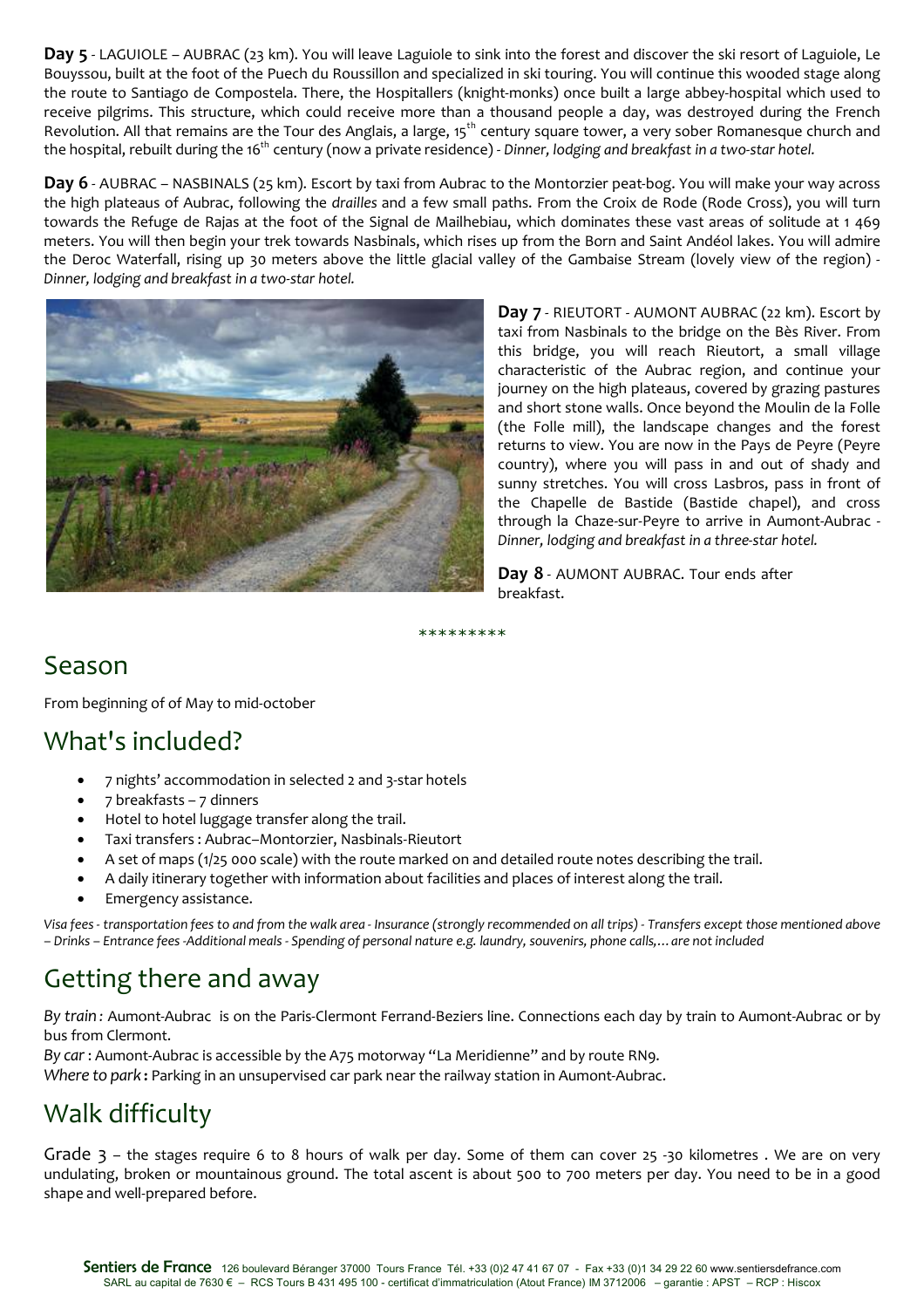**Day 5** - LAGUIOLE – AUBRAC (23 km). You will leave Laguiole to sink into the forest and discover the ski resort of Laguiole, Le Bouyssou, built at the foot of the Puech du Roussillon and specialized in ski touring. You will continue this wooded stage along the route to Santiago de Compostela. There, the Hospitallers (knight-monks) once built a large abbey-hospital which used to receive pilgrims. This structure, which could receive more than a thousand people a day, was destroyed during the French Revolution. All that remains are the Tour des Anglais, a large, 15th century square tower, a very sober Romanesque church and the hospital, rebuilt during the 16th century (now a private residence) - *Dinner, lodging and breakfast in a two-star hotel.*

**Day 6** - AUBRAC – NASBINALS (25 km). Escort by taxi from Aubrac to the Montorzier peat-bog. You will make your way across the high plateaus of Aubrac, following the *drailles* and a few small paths. From the Croix de Rode (Rode Cross), you will turn towards the Refuge de Rajas at the foot of the Signal de Mailhebiau, which dominates these vast areas of solitude at 1 469 meters. You will then begin your trek towards Nasbinals, which rises up from the Born and Saint Andéol lakes. You will admire the Deroc Waterfall, rising up 30 meters above the little glacial valley of the Gambaise Stream (lovely view of the region) - *Dinner, lodging and breakfast in a two-star hotel.*

**Day 7** - RIEUTORT - AUMONT AUBRAC (22 km). Escort by taxi from Nasbinals to the bridge on the Bès River. From this bridge, you will reach Rieutort, a small village characteristic of the Aubrac region, and continue your journey on the high plateaus, covered by grazing pastures and short stone walls. Once beyond the Moulin de la Folle (the Folle mill), the landscape changes and the forest returns to view. You are now in the Pays de Peyre (Peyre country), where you will pass in and out of shady and sunny stretches. You will cross Lasbros, pass in front of the Chapelle de Bastide (Bastide chapel), and cross through la Chaze-sur-Peyre to arrive in Aumont-Aubrac - *Dinner, lodging and breakfast in a three-star hotel.*

**Day 8** - AUMONT AUBRAC. Tour ends after breakfast.

\*\*\*\*\*\*\*\*\*

## Season

From beginning of of May to mid-october

## What's included?

- 7 nights' accommodation in selected 2 and 3-star hotels
- 7 breakfasts – 7 dinners
- Hotel to hotel luggage transfer along the trail.
- Taxi transfers : Aubrac–Montorzier, Nasbinals-Rieutort
- A set of maps (1/25 000 scale) with the route marked on and detailed route notes describing the trail.
- A daily itinerary together with information about facilities and places of interest along the trail.
- Emergency assistance.

*Visa fees - transportation fees to and from the walk area - Insurance (strongly recommended on all trips) - Transfers except those mentioned above – Drinks – Entrance fees -Additional meals - Spending of personal nature e.g. laundry, souvenirs, phone calls,… are not included*

## Getting there and away

*By train :* Aumont-Aubrac is on the Paris-Clermont Ferrand-Beziers line. Connections each day by train to Aumont-Aubrac or by bus from Clermont.

*By car* : Aumont-Aubrac is accessible by the A75 motorway "La Meridienne" and by route RN9.

*Where to park* **:** Parking in an unsupervised car park near the railway station in Aumont-Aubrac.

## Walk difficulty

Grade 3 – the stages require 6 to 8 hours of walk per day. Some of them can cover 25 -30 kilometres . We are on very undulating, broken or mountainous ground. The total ascent is about 500 to 700 meters per day. You need to be in a good shape and well-prepared before.